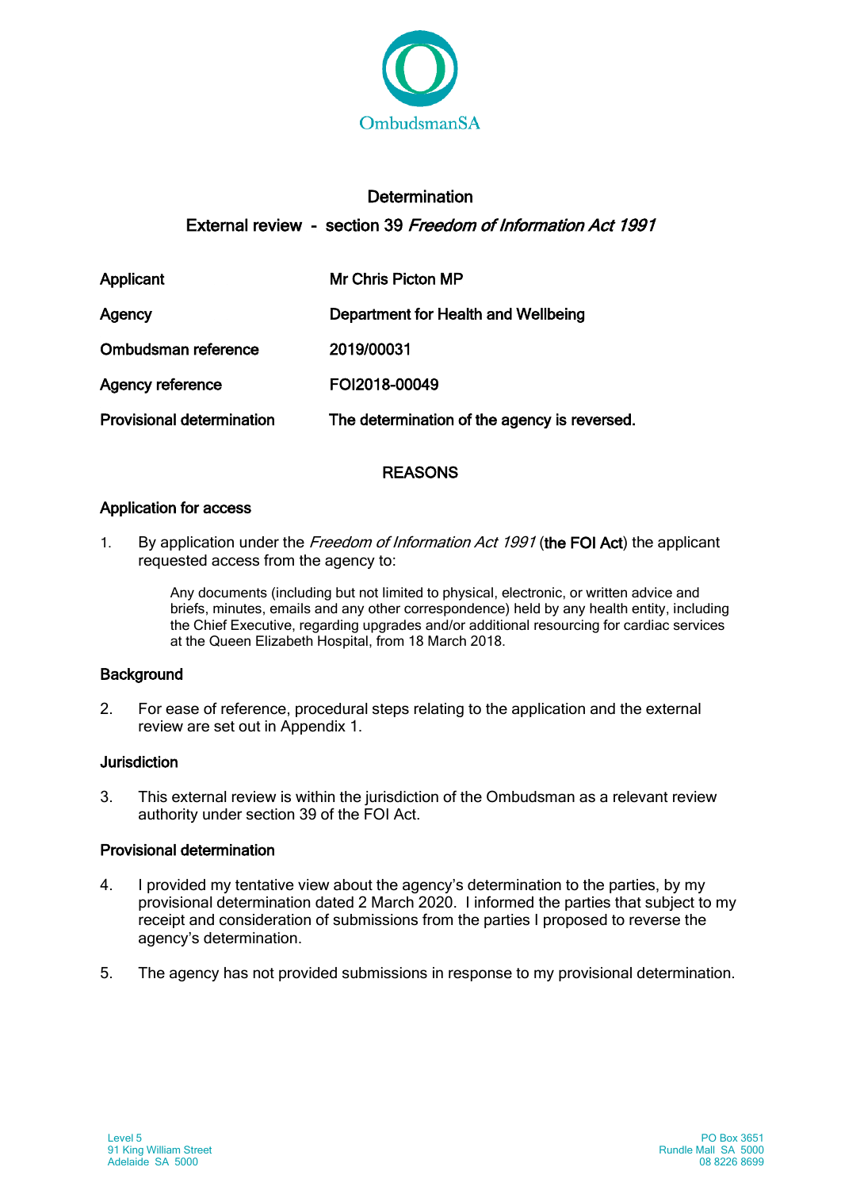OmbudsmanSA

# Determination

## External review - section 39 *Freedom of Information Act 1991*

| | |
|---|---|
| **Applicant** | **Mr Chris Picton MP** |
| **Agency** | **Department for Health and Wellbeing** |
| **Ombudsman reference** | **2019/00031** |
| **Agency reference** | **FOI2018-00049** |
| **Provisional determination** | **The determination of the agency is reversed.** |

## REASONS

### Application for access

1. By application under the *Freedom of Information Act 1991* (**the FOI Act**) the applicant requested access from the agency to:

> Any documents (including but not limited to physical, electronic, or written advice and briefs, minutes, emails and any other correspondence) held by any health entity, including the Chief Executive, regarding upgrades and/or additional resourcing for cardiac services at the Queen Elizabeth Hospital, from 18 March 2018.

### Background

2. For ease of reference, procedural steps relating to the application and the external review are set out in Appendix 1.

### Jurisdiction

3. This external review is within the jurisdiction of the Ombudsman as a relevant review authority under section 39 of the FOI Act.

### Provisional determination

4. I provided my tentative view about the agency's determination to the parties, by my provisional determination dated 2 March 2020. I informed the parties that subject to my receipt and consideration of submissions from the parties I proposed to reverse the agency's determination.

5. The agency has not provided submissions in response to my provisional determination.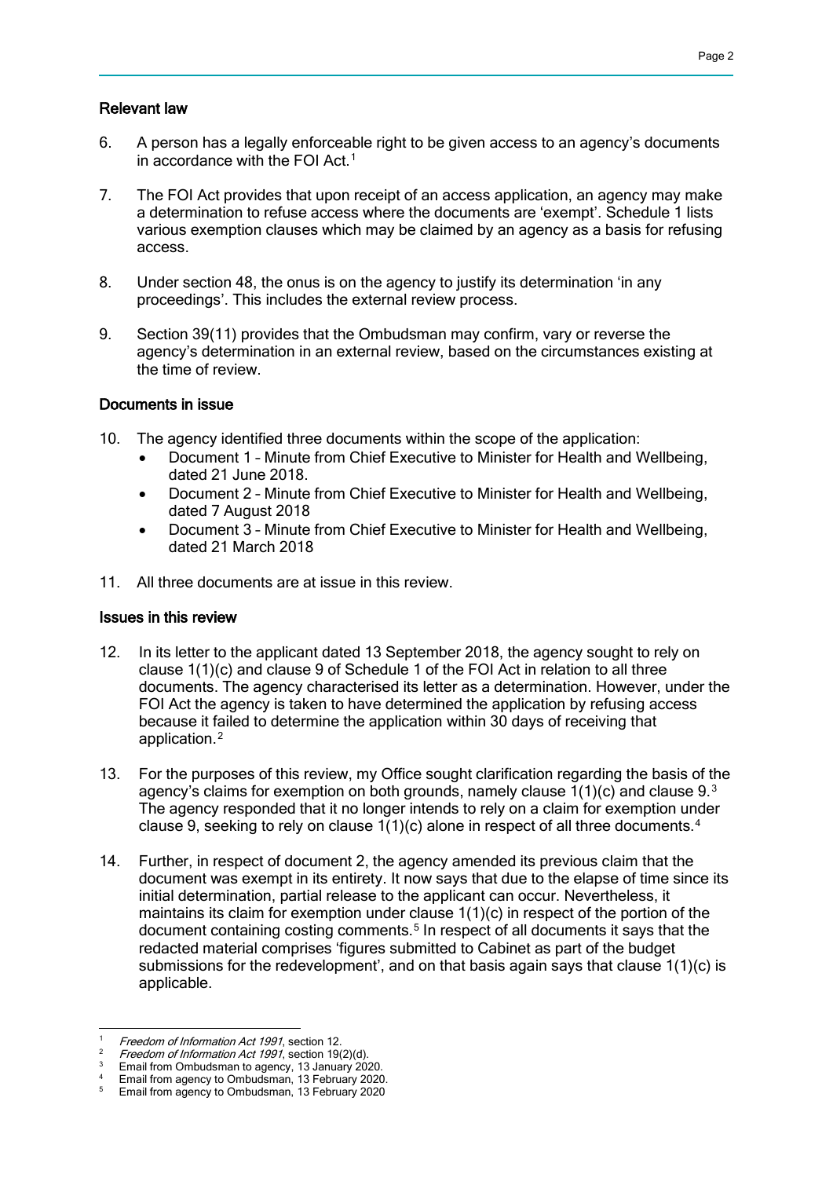## Relevant law

6. A person has a legally enforceable right to be given access to an agency's documents in accordance with the FOI Act.[1]

7. The FOI Act provides that upon receipt of an access application, an agency may make a determination to refuse access where the documents are 'exempt'. Schedule 1 lists various exemption clauses which may be claimed by an agency as a basis for refusing access.

8. Under section 48, the onus is on the agency to justify its determination 'in any proceedings'. This includes the external review process.

9. Section 39(11) provides that the Ombudsman may confirm, vary or reverse the agency's determination in an external review, based on the circumstances existing at the time of review.

## Documents in issue

10. The agency identified three documents within the scope of the application:
    - Document 1 – Minute from Chief Executive to Minister for Health and Wellbeing, dated 21 June 2018.
    - Document 2 – Minute from Chief Executive to Minister for Health and Wellbeing, dated 7 August 2018
    - Document 3 – Minute from Chief Executive to Minister for Health and Wellbeing, dated 21 March 2018

11. All three documents are at issue in this review.

## Issues in this review

12. In its letter to the applicant dated 13 September 2018, the agency sought to rely on clause 1(1)(c) and clause 9 of Schedule 1 of the FOI Act in relation to all three documents. The agency characterised its letter as a determination. However, under the FOI Act the agency is taken to have determined the application by refusing access because it failed to determine the application within 30 days of receiving that application.[2]

13. For the purposes of this review, my Office sought clarification regarding the basis of the agency's claims for exemption on both grounds, namely clause 1(1)(c) and clause 9.[3] The agency responded that it no longer intends to rely on a claim for exemption under clause 9, seeking to rely on clause 1(1)(c) alone in respect of all three documents.[4]

14. Further, in respect of document 2, the agency amended its previous claim that the document was exempt in its entirety. It now says that due to the elapse of time since its initial determination, partial release to the applicant can occur. Nevertheless, it maintains its claim for exemption under clause 1(1)(c) in respect of the portion of the document containing costing comments.[5] In respect of all documents it says that the redacted material comprises 'figures submitted to Cabinet as part of the budget submissions for the redevelopment', and on that basis again says that clause 1(1)(c) is applicable.

---

[1] *Freedom of Information Act 1991*, section 12.

[2] *Freedom of Information Act 1991*, section 19(2)(d).

[3] Email from Ombudsman to agency, 13 January 2020.

[4] Email from agency to Ombudsman, 13 February 2020.

[5] Email from agency to Ombudsman, 13 February 2020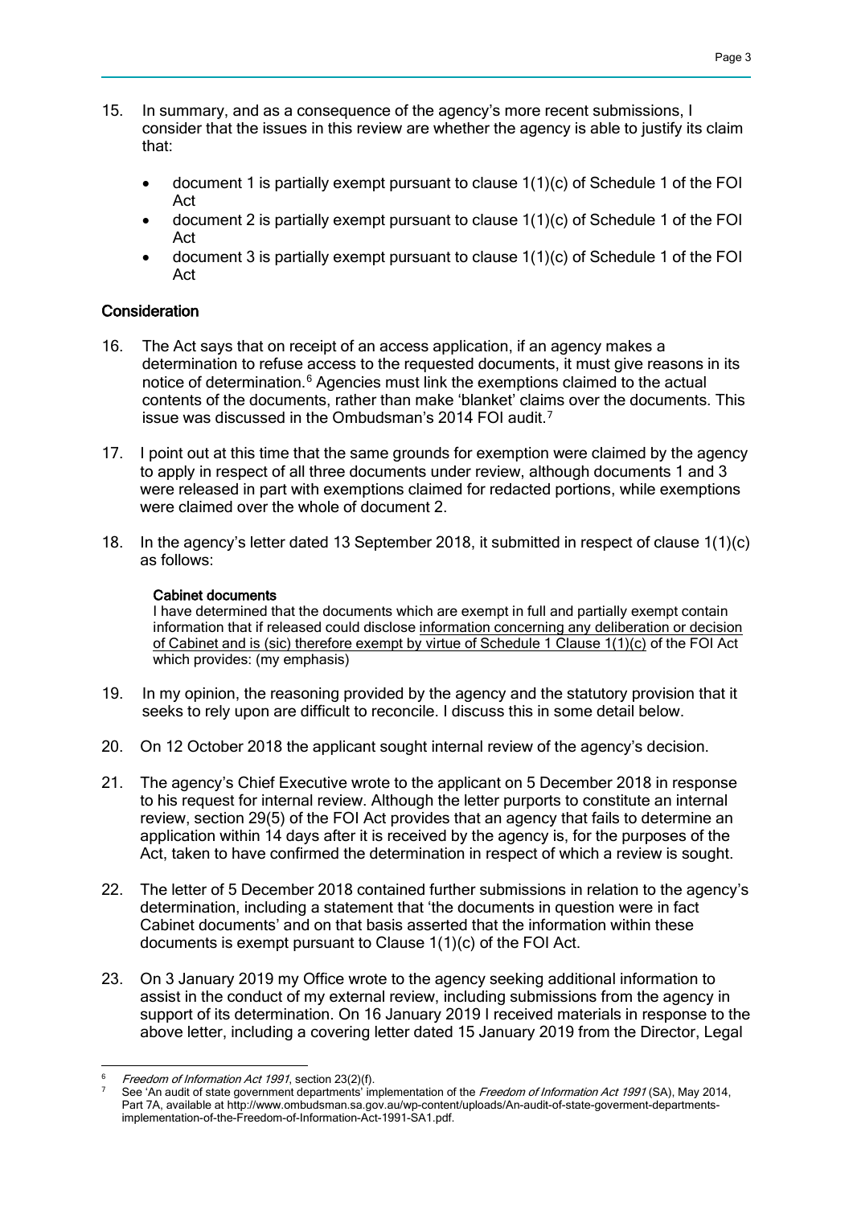15. In summary, and as a consequence of the agency's more recent submissions, I consider that the issues in this review are whether the agency is able to justify its claim that:

    - document 1 is partially exempt pursuant to clause 1(1)(c) of Schedule 1 of the FOI Act
    - document 2 is partially exempt pursuant to clause 1(1)(c) of Schedule 1 of the FOI Act
    - document 3 is partially exempt pursuant to clause 1(1)(c) of Schedule 1 of the FOI Act

## Consideration

16. The Act says that on receipt of an access application, if an agency makes a determination to refuse access to the requested documents, it must give reasons in its notice of determination.[6] Agencies must link the exemptions claimed to the actual contents of the documents, rather than make 'blanket' claims over the documents. This issue was discussed in the Ombudsman's 2014 FOI audit.[7]

17. I point out at this time that the same grounds for exemption were claimed by the agency to apply in respect of all three documents under review, although documents 1 and 3 were released in part with exemptions claimed for redacted portions, while exemptions were claimed over the whole of document 2.

18. In the agency's letter dated 13 September 2018, it submitted in respect of clause 1(1)(c) as follows:

    > **Cabinet documents**
    > I have determined that the documents which are exempt in full and partially exempt contain information that if released could disclose <u>information concerning any deliberation or decision of Cabinet and is (sic) therefore exempt by virtue of Schedule 1 Clause 1(1)(c)</u> of the FOI Act which provides: (my emphasis)

19. In my opinion, the reasoning provided by the agency and the statutory provision that it seeks to rely upon are difficult to reconcile. I discuss this in some detail below.

20. On 12 October 2018 the applicant sought internal review of the agency's decision.

21. The agency's Chief Executive wrote to the applicant on 5 December 2018 in response to his request for internal review. Although the letter purports to constitute an internal review, section 29(5) of the FOI Act provides that an agency that fails to determine an application within 14 days after it is received by the agency is, for the purposes of the Act, taken to have confirmed the determination in respect of which a review is sought.

22. The letter of 5 December 2018 contained further submissions in relation to the agency's determination, including a statement that 'the documents in question were in fact Cabinet documents' and on that basis asserted that the information within these documents is exempt pursuant to Clause 1(1)(c) of the FOI Act.

23. On 3 January 2019 my Office wrote to the agency seeking additional information to assist in the conduct of my external review, including submissions from the agency in support of its determination. On 16 January 2019 I received materials in response to the above letter, including a covering letter dated 15 January 2019 from the Director, Legal

---

[6] *Freedom of Information Act 1991*, section 23(2)(f).

[7] See 'An audit of state government departments' implementation of the *Freedom of Information Act 1991* (SA), May 2014, Part 7A, available at http://www.ombudsman.sa.gov.au/wp-content/uploads/An-audit-of-state-goverment-departments-implementation-of-the-Freedom-of-Information-Act-1991-SA1.pdf.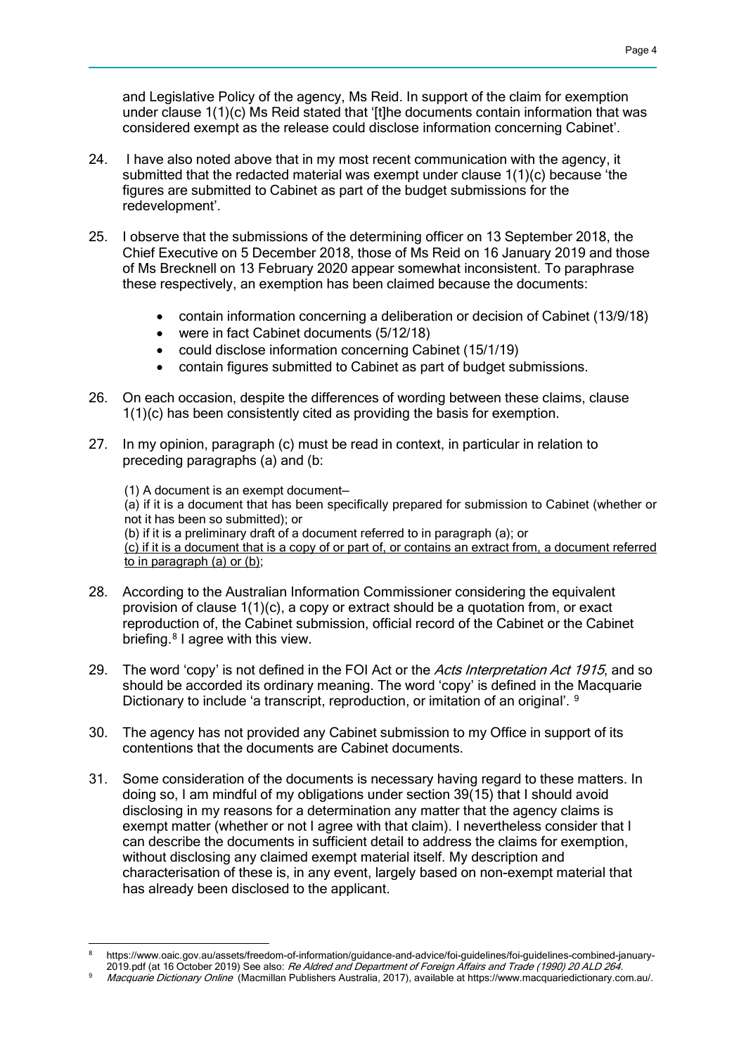and Legislative Policy of the agency, Ms Reid. In support of the claim for exemption under clause 1(1)(c) Ms Reid stated that '[t]he documents contain information that was considered exempt as the release could disclose information concerning Cabinet'.

24. I have also noted above that in my most recent communication with the agency, it submitted that the redacted material was exempt under clause 1(1)(c) because 'the figures are submitted to Cabinet as part of the budget submissions for the redevelopment'.

25. I observe that the submissions of the determining officer on 13 September 2018, the Chief Executive on 5 December 2018, those of Ms Reid on 16 January 2019 and those of Ms Brecknell on 13 February 2020 appear somewhat inconsistent. To paraphrase these respectively, an exemption has been claimed because the documents:

    - contain information concerning a deliberation or decision of Cabinet (13/9/18)
    - were in fact Cabinet documents (5/12/18)
    - could disclose information concerning Cabinet (15/1/19)
    - contain figures submitted to Cabinet as part of budget submissions.

26. On each occasion, despite the differences of wording between these claims, clause 1(1)(c) has been consistently cited as providing the basis for exemption.

27. In my opinion, paragraph (c) must be read in context, in particular in relation to preceding paragraphs (a) and (b:

    (1) A document is an exempt document—
    (a) if it is a document that has been specifically prepared for submission to Cabinet (whether or not it has been so submitted); or
    (b) if it is a preliminary draft of a document referred to in paragraph (a); or
    <u>(c) if it is a document that is a copy of or part of, or contains an extract from, a document referred to in paragraph (a) or (b);</u>

28. According to the Australian Information Commissioner considering the equivalent provision of clause 1(1)(c), a copy or extract should be a quotation from, or exact reproduction of, the Cabinet submission, official record of the Cabinet or the Cabinet briefing.[8] I agree with this view.

29. The word 'copy' is not defined in the FOI Act or the *Acts Interpretation Act 1915*, and so should be accorded its ordinary meaning. The word 'copy' is defined in the Macquarie Dictionary to include 'a transcript, reproduction, or imitation of an original'. [9]

30. The agency has not provided any Cabinet submission to my Office in support of its contentions that the documents are Cabinet documents.

31. Some consideration of the documents is necessary having regard to these matters. In doing so, I am mindful of my obligations under section 39(15) that I should avoid disclosing in my reasons for a determination any matter that the agency claims is exempt matter (whether or not I agree with that claim). I nevertheless consider that I can describe the documents in sufficient detail to address the claims for exemption, without disclosing any claimed exempt material itself. My description and characterisation of these is, in any event, largely based on non-exempt material that has already been disclosed to the applicant.

---

[8] https://www.oaic.gov.au/assets/freedom-of-information/guidance-and-advice/foi-guidelines/foi-guidelines-combined-january-2019.pdf (at 16 October 2019) See also: *Re Aldred and Department of Foreign Affairs and Trade (1990) 20 ALD 264.*

[9] *Macquarie Dictionary Online* (Macmillan Publishers Australia, 2017), available at https://www.macquariedictionary.com.au/.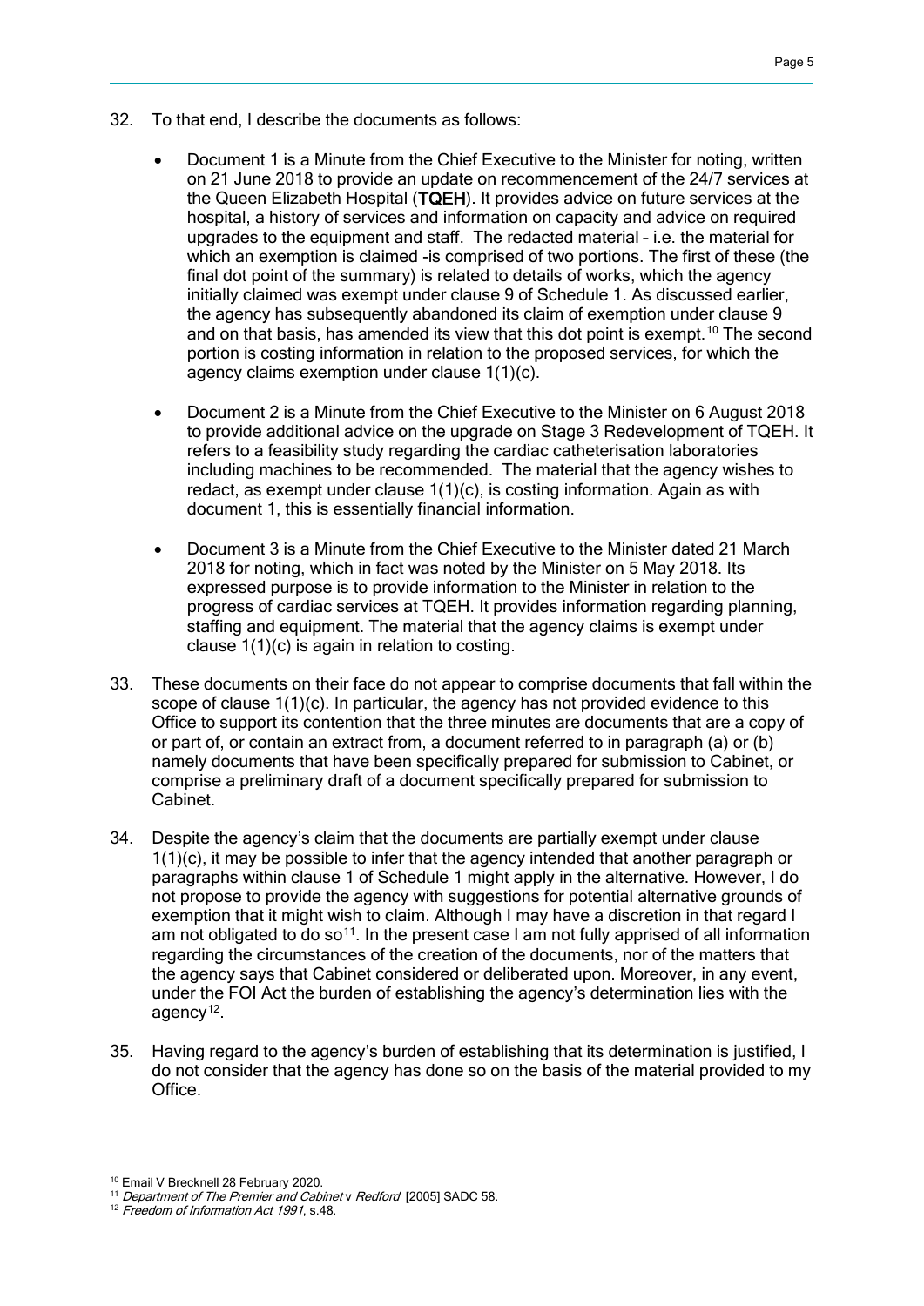32. To that end, I describe the documents as follows:

    - Document 1 is a Minute from the Chief Executive to the Minister for noting, written on 21 June 2018 to provide an update on recommencement of the 24/7 services at the Queen Elizabeth Hospital (**TQEH**). It provides advice on future services at the hospital, a history of services and information on capacity and advice on required upgrades to the equipment and staff. The redacted material – i.e. the material for which an exemption is claimed -is comprised of two portions. The first of these (the final dot point of the summary) is related to details of works, which the agency initially claimed was exempt under clause 9 of Schedule 1. As discussed earlier, the agency has subsequently abandoned its claim of exemption under clause 9 and on that basis, has amended its view that this dot point is exempt.[10] The second portion is costing information in relation to the proposed services, for which the agency claims exemption under clause 1(1)(c).

    - Document 2 is a Minute from the Chief Executive to the Minister on 6 August 2018 to provide additional advice on the upgrade on Stage 3 Redevelopment of TQEH. It refers to a feasibility study regarding the cardiac catheterisation laboratories including machines to be recommended. The material that the agency wishes to redact, as exempt under clause 1(1)(c), is costing information. Again as with document 1, this is essentially financial information.

    - Document 3 is a Minute from the Chief Executive to the Minister dated 21 March 2018 for noting, which in fact was noted by the Minister on 5 May 2018. Its expressed purpose is to provide information to the Minister in relation to the progress of cardiac services at TQEH. It provides information regarding planning, staffing and equipment. The material that the agency claims is exempt under clause 1(1)(c) is again in relation to costing.

33. These documents on their face do not appear to comprise documents that fall within the scope of clause 1(1)(c). In particular, the agency has not provided evidence to this Office to support its contention that the three minutes are documents that are a copy of or part of, or contain an extract from, a document referred to in paragraph (a) or (b) namely documents that have been specifically prepared for submission to Cabinet, or comprise a preliminary draft of a document specifically prepared for submission to Cabinet.

34. Despite the agency's claim that the documents are partially exempt under clause 1(1)(c), it may be possible to infer that the agency intended that another paragraph or paragraphs within clause 1 of Schedule 1 might apply in the alternative. However, I do not propose to provide the agency with suggestions for potential alternative grounds of exemption that it might wish to claim. Although I may have a discretion in that regard I am not obligated to do so[11]. In the present case I am not fully apprised of all information regarding the circumstances of the creation of the documents, nor of the matters that the agency says that Cabinet considered or deliberated upon. Moreover, in any event, under the FOI Act the burden of establishing the agency's determination lies with the agency[12].

35. Having regard to the agency's burden of establishing that its determination is justified, I do not consider that the agency has done so on the basis of the material provided to my Office.

---

[10] Email V Brecknell 28 February 2020.

[11] *Department of The Premier and Cabinet* v *Redford* [2005] SADC 58.

[12] *Freedom of Information Act 1991*, s.48.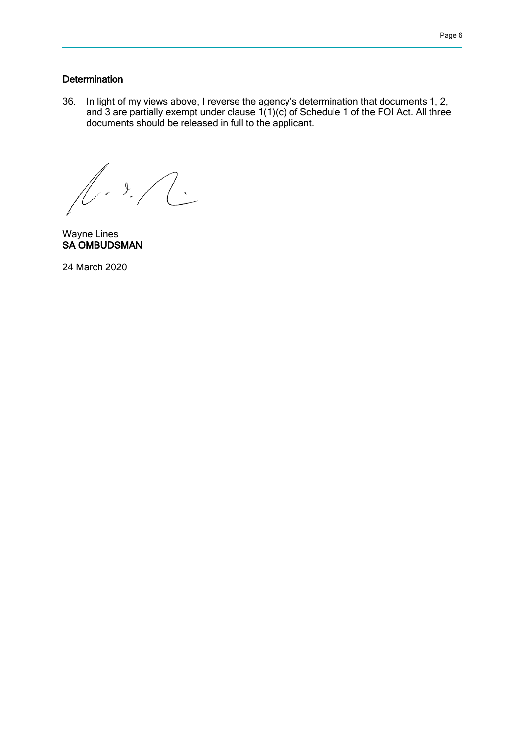## Determination

36. In light of my views above, I reverse the agency's determination that documents 1, 2, and 3 are partially exempt under clause 1(1)(c) of Schedule 1 of the FOI Act. All three documents should be released in full to the applicant.

Wayne Lines
**SA OMBUDSMAN**

24 March 2020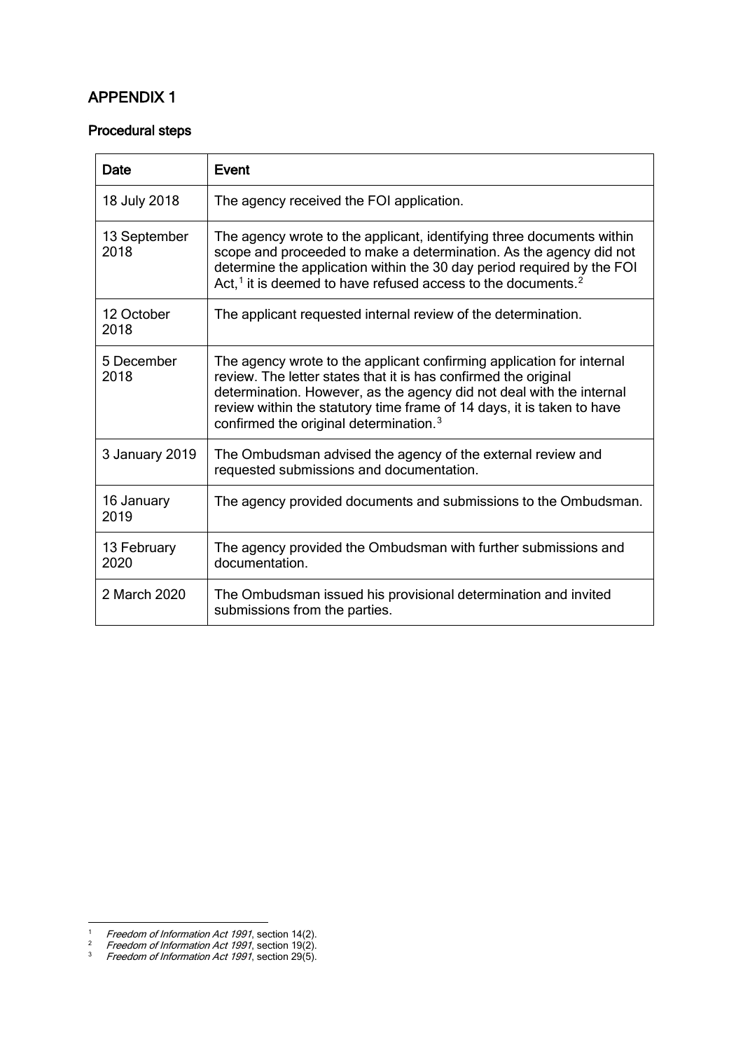## APPENDIX 1

### Procedural steps

| Date | Event |
|---|---|
| 18 July 2018 | The agency received the FOI application. |
| 13 September 2018 | The agency wrote to the applicant, identifying three documents within scope and proceeded to make a determination. As the agency did not determine the application within the 30 day period required by the FOI Act,[1] it is deemed to have refused access to the documents.[2] |
| 12 October 2018 | The applicant requested internal review of the determination. |
| 5 December 2018 | The agency wrote to the applicant confirming application for internal review. The letter states that it is has confirmed the original determination. However, as the agency did not deal with the internal review within the statutory time frame of 14 days, it is taken to have confirmed the original determination.[3] |
| 3 January 2019 | The Ombudsman advised the agency of the external review and requested submissions and documentation. |
| 16 January 2019 | The agency provided documents and submissions to the Ombudsman. |
| 13 February 2020 | The agency provided the Ombudsman with further submissions and documentation. |
| 2 March 2020 | The Ombudsman issued his provisional determination and invited submissions from the parties. |

[1] *Freedom of Information Act 1991*, section 14(2).

[2] *Freedom of Information Act 1991*, section 19(2).

[3] *Freedom of Information Act 1991*, section 29(5).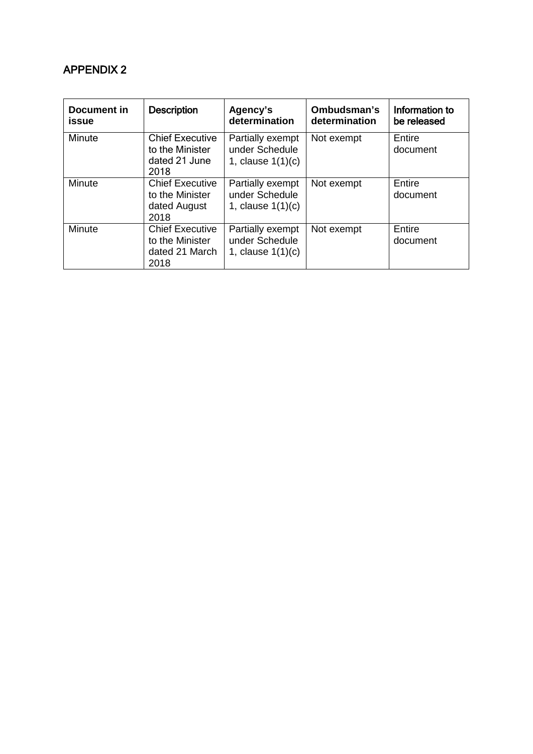## APPENDIX 2

| Document in issue | Description | Agency's determination | Ombudsman's determination | Information to be released |
|---|---|---|---|---|
| Minute | Chief Executive to the Minister dated 21 June 2018 | Partially exempt under Schedule 1, clause 1(1)(c) | Not exempt | Entire document |
| Minute | Chief Executive to the Minister dated August 2018 | Partially exempt under Schedule 1, clause 1(1)(c) | Not exempt | Entire document |
| Minute | Chief Executive to the Minister dated 21 March 2018 | Partially exempt under Schedule 1, clause 1(1)(c) | Not exempt | Entire document |